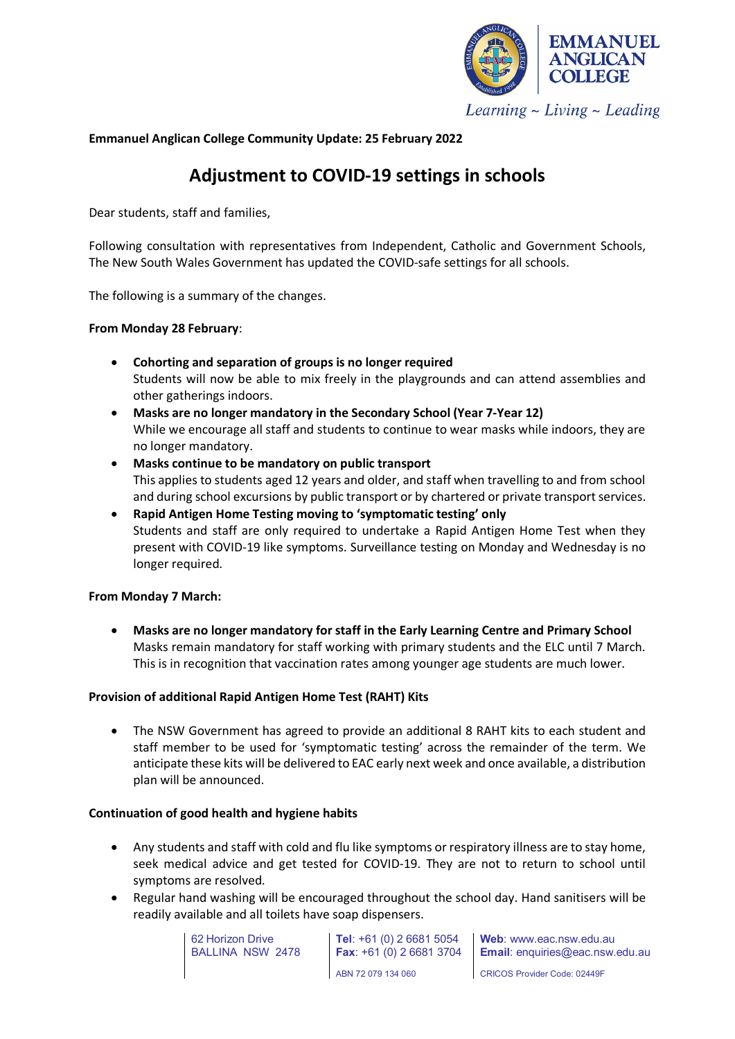EMMANUEL ANGLICAN COLLEGE

*Learning ~ Living ~ Leading*

**Emmanuel Anglican College Community Update: 25 February 2022**

# Adjustment to COVID-19 settings in schools

Dear students, staff and families,

Following consultation with representatives from Independent, Catholic and Government Schools, The New South Wales Government has updated the COVID-safe settings for all schools.

The following is a summary of the changes.

**From Monday 28 February**:

- **Cohorting and separation of groups is no longer required**
  Students will now be able to mix freely in the playgrounds and can attend assemblies and other gatherings indoors.
- **Masks are no longer mandatory in the Secondary School (Year 7-Year 12)**
  While we encourage all staff and students to continue to wear masks while indoors, they are no longer mandatory.
- **Masks continue to be mandatory on public transport**
  This applies to students aged 12 years and older, and staff when travelling to and from school and during school excursions by public transport or by chartered or private transport services.
- **Rapid Antigen Home Testing moving to 'symptomatic testing' only**
  Students and staff are only required to undertake a Rapid Antigen Home Test when they present with COVID-19 like symptoms. Surveillance testing on Monday and Wednesday is no longer required.

**From Monday 7 March:**

- **Masks are no longer mandatory for staff in the Early Learning Centre and Primary School**
  Masks remain mandatory for staff working with primary students and the ELC until 7 March. This is in recognition that vaccination rates among younger age students are much lower.

**Provision of additional Rapid Antigen Home Test (RAHT) Kits**

- The NSW Government has agreed to provide an additional 8 RAHT kits to each student and staff member to be used for 'symptomatic testing' across the remainder of the term. We anticipate these kits will be delivered to EAC early next week and once available, a distribution plan will be announced.

**Continuation of good health and hygiene habits**

- Any students and staff with cold and flu like symptoms or respiratory illness are to stay home, seek medical advice and get tested for COVID-19. They are not to return to school until symptoms are resolved.
- Regular hand washing will be encouraged throughout the school day. Hand sanitisers will be readily available and all toilets have soap dispensers.

62 Horizon Drive
BALLINA NSW 2478

**Tel**: +61 (0) 2 6681 5054
**Fax**: +61 (0) 2 6681 3704
ABN 72 079 134 060

**Web**: www.eac.nsw.edu.au
**Email**: enquiries@eac.nsw.edu.au
CRICOS Provider Code: 02449F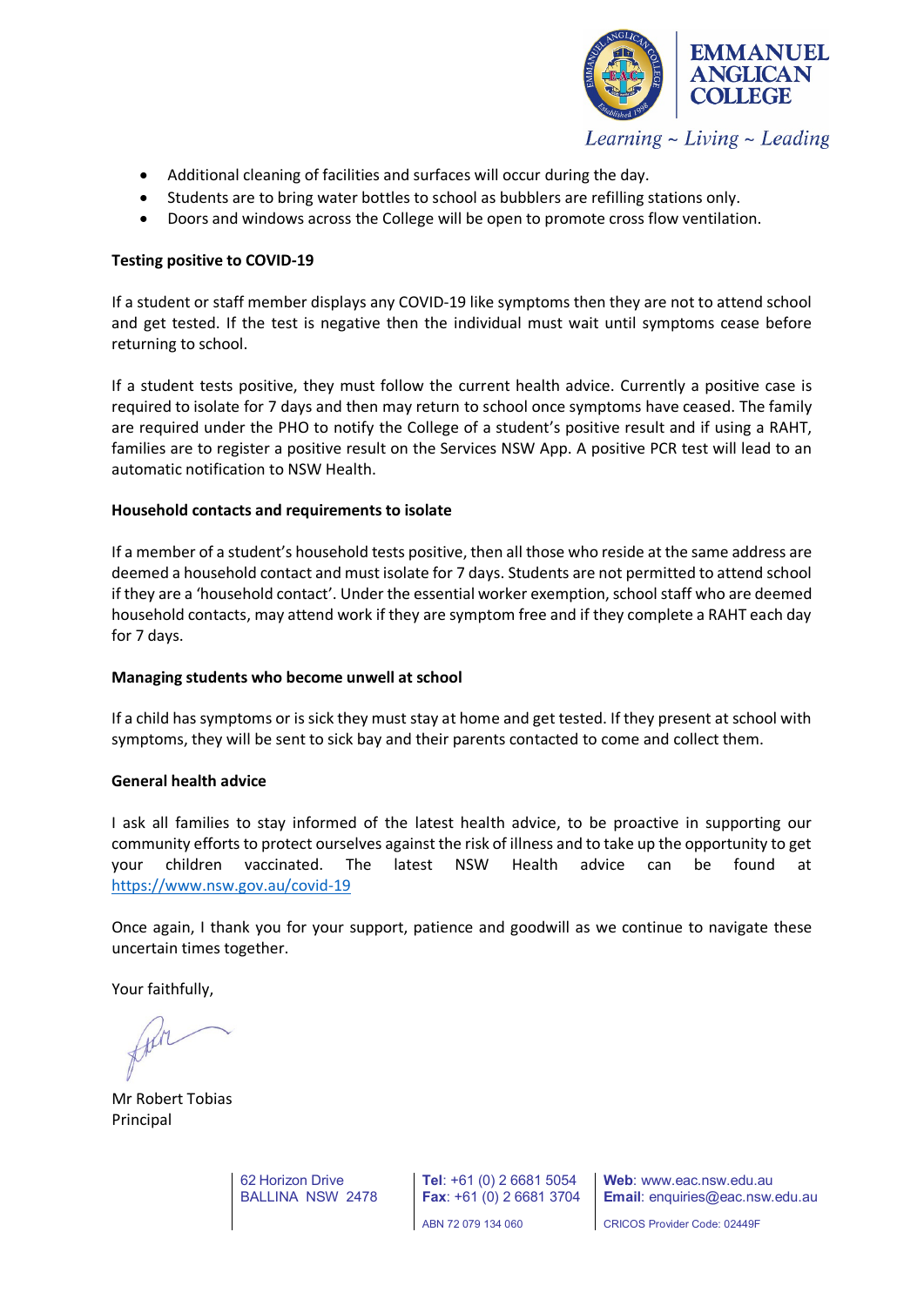- Additional cleaning of facilities and surfaces will occur during the day.
- Students are to bring water bottles to school as bubblers are refilling stations only.
- Doors and windows across the College will be open to promote cross flow ventilation.

**Testing positive to COVID-19**

If a student or staff member displays any COVID-19 like symptoms then they are not to attend school and get tested. If the test is negative then the individual must wait until symptoms cease before returning to school.

If a student tests positive, they must follow the current health advice. Currently a positive case is required to isolate for 7 days and then may return to school once symptoms have ceased. The family are required under the PHO to notify the College of a student's positive result and if using a RAHT, families are to register a positive result on the Services NSW App. A positive PCR test will lead to an automatic notification to NSW Health.

**Household contacts and requirements to isolate**

If a member of a student's household tests positive, then all those who reside at the same address are deemed a household contact and must isolate for 7 days. Students are not permitted to attend school if they are a 'household contact'. Under the essential worker exemption, school staff who are deemed household contacts, may attend work if they are symptom free and if they complete a RAHT each day for 7 days.

**Managing students who become unwell at school**

If a child has symptoms or is sick they must stay at home and get tested. If they present at school with symptoms, they will be sent to sick bay and their parents contacted to come and collect them.

**General health advice**

I ask all families to stay informed of the latest health advice, to be proactive in supporting our community efforts to protect ourselves against the risk of illness and to take up the opportunity to get your children vaccinated. The latest NSW Health advice can be found at https://www.nsw.gov.au/covid-19

Once again, I thank you for your support, patience and goodwill as we continue to navigate these uncertain times together.

Your faithfully,

Mr Robert Tobias
Principal